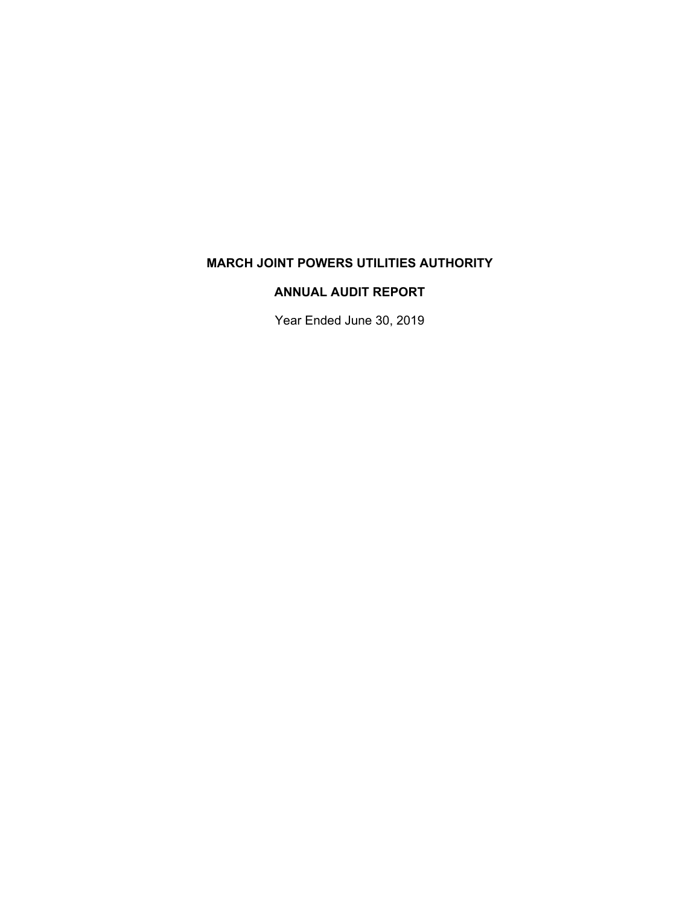# MARCH JOINT POWERS UTILITIES AUTHORITY

## ANNUAL AUDIT REPORT

Year Ended June 30, 2019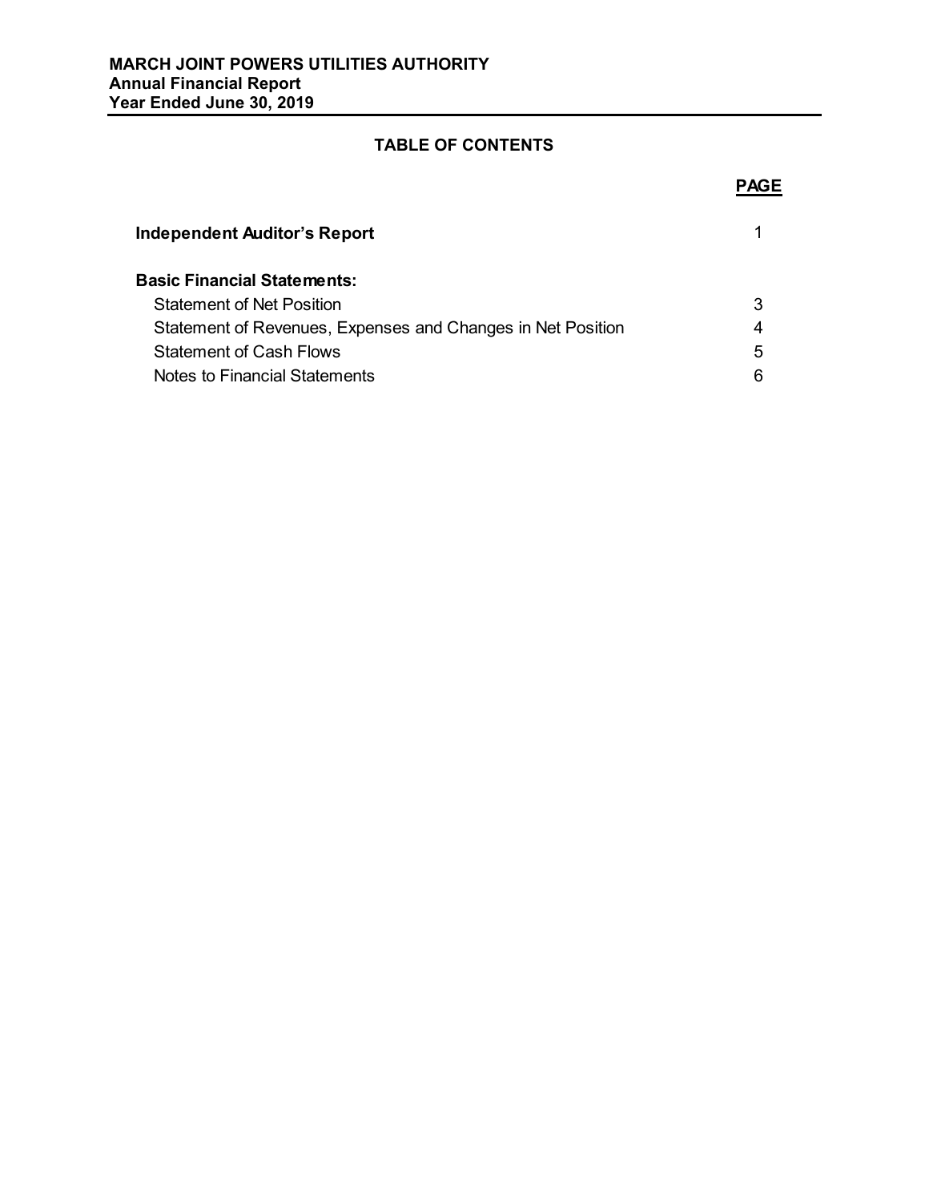**MARCH JOINT POWERS UTILITIES AUTHORITY**
**Annual Financial Report**
**Year Ended June 30, 2019**

## TABLE OF CONTENTS

| | PAGE |
|---|---|
| **Independent Auditor's Report** | 1 |
| **Basic Financial Statements:** | |
| Statement of Net Position | 3 |
| Statement of Revenues, Expenses and Changes in Net Position | 4 |
| Statement of Cash Flows | 5 |
| Notes to Financial Statements | 6 |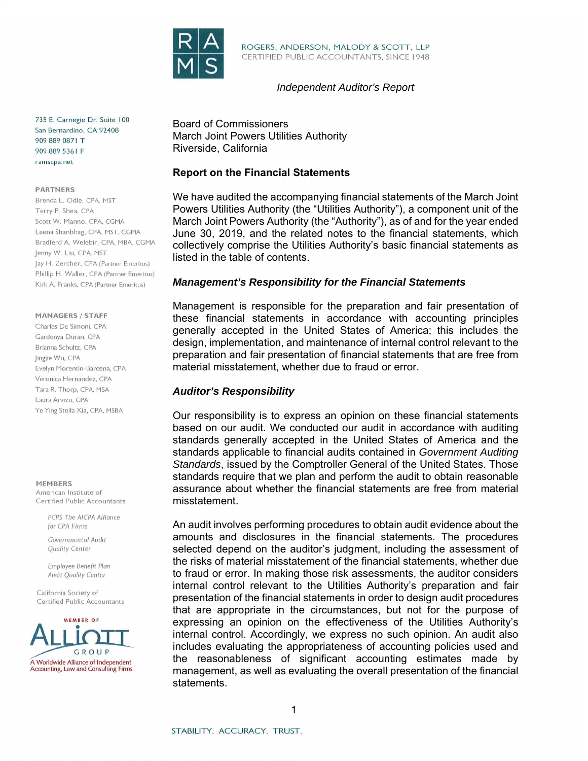ROGERS, ANDERSON, MALODY & SCOTT, LLP
CERTIFIED PUBLIC ACCOUNTANTS, SINCE 1948

*Independent Auditor's Report*

735 E. Carnegie Dr. Suite 100
San Bernardino, CA 92408
909 889 0871 T
909 889 5361 F
ramscpa.net

**PARTNERS**
Brenda L. Odle, CPA, MST
Terry P. Shea, CPA
Scott W. Manno, CPA, CGMA
Leena Shanbhag, CPA, MST, CGMA
Bradferd A. Welebir, CPA, MBA, CGMA
Jenny W. Liu, CPA, MST
Jay H. Zercher, CPA (Partner Emeritus)
Phillip H. Waller, CPA (Partner Emeritus)
Kirk A. Franks, CPA (Partner Emeritus)

**MANAGERS / STAFF**
Charles De Simoni, CPA
Gardenya Duran, CPA
Brianna Schultz, CPA
Jingjie Wu, CPA
Evelyn Morentin-Barcena, CPA
Veronica Hernandez, CPA
Tara R. Thorp, CPA, MSA
Laura Arvizu, CPA
Ye Ying Stella Xia, CPA, MSBA

**MEMBERS**
American Institute of Certified Public Accountants

*PCPS The AICPA Alliance for CPA Firms*

*Governmental Audit Quality Center*

*Employee Benefit Plan Audit Quality Center*

California Society of Certified Public Accountants

MEMBER OF ALLINIAL GROUP
A Worldwide Alliance of Independent Accounting, Law and Consulting Firms

Board of Commissioners
March Joint Powers Utilities Authority
Riverside, California

## Report on the Financial Statements

We have audited the accompanying financial statements of the March Joint Powers Utilities Authority (the "Utilities Authority"), a component unit of the March Joint Powers Authority (the "Authority"), as of and for the year ended June 30, 2019, and the related notes to the financial statements, which collectively comprise the Utilities Authority's basic financial statements as listed in the table of contents.

### *Management's Responsibility for the Financial Statements*

Management is responsible for the preparation and fair presentation of these financial statements in accordance with accounting principles generally accepted in the United States of America; this includes the design, implementation, and maintenance of internal control relevant to the preparation and fair presentation of financial statements that are free from material misstatement, whether due to fraud or error.

### *Auditor's Responsibility*

Our responsibility is to express an opinion on these financial statements based on our audit. We conducted our audit in accordance with auditing standards generally accepted in the United States of America and the standards applicable to financial audits contained in *Government Auditing Standards*, issued by the Comptroller General of the United States. Those standards require that we plan and perform the audit to obtain reasonable assurance about whether the financial statements are free from material misstatement.

An audit involves performing procedures to obtain audit evidence about the amounts and disclosures in the financial statements. The procedures selected depend on the auditor's judgment, including the assessment of the risks of material misstatement of the financial statements, whether due to fraud or error. In making those risk assessments, the auditor considers internal control relevant to the Utilities Authority's preparation and fair presentation of the financial statements in order to design audit procedures that are appropriate in the circumstances, but not for the purpose of expressing an opinion on the effectiveness of the Utilities Authority's internal control. Accordingly, we express no such opinion. An audit also includes evaluating the appropriateness of accounting policies used and the reasonableness of significant accounting estimates made by management, as well as evaluating the overall presentation of the financial statements.

STABILITY. ACCURACY. TRUST.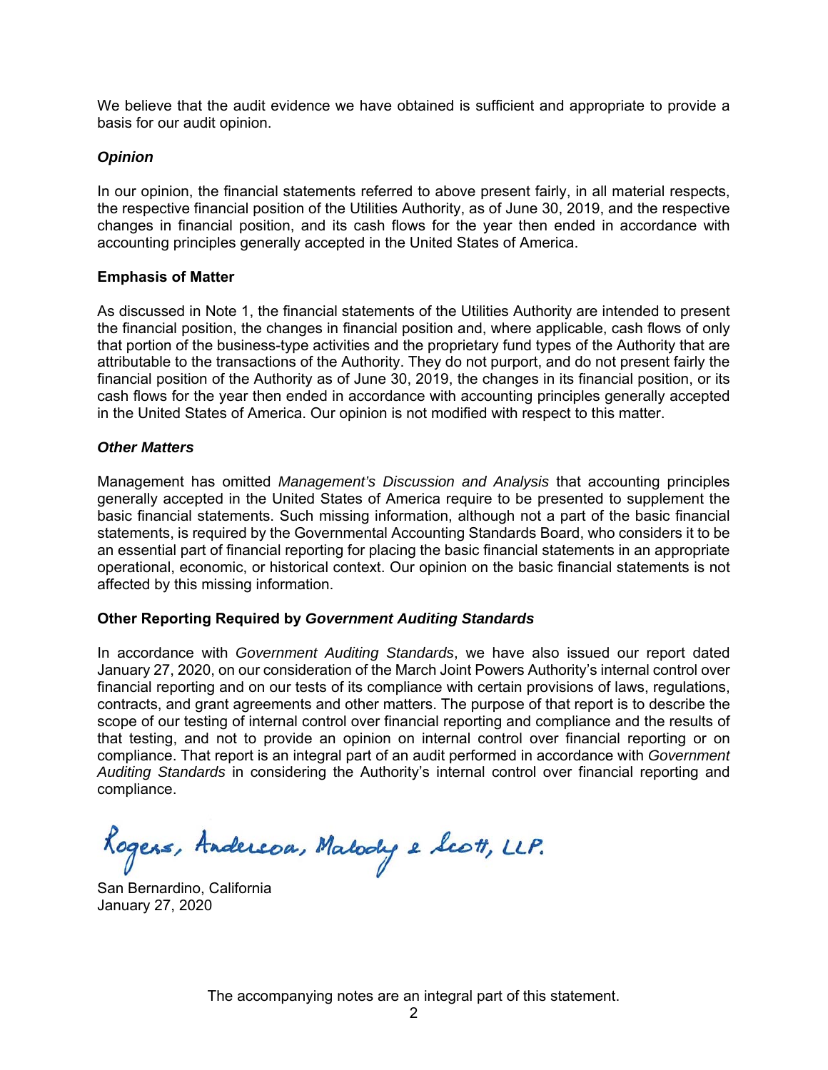We believe that the audit evidence we have obtained is sufficient and appropriate to provide a basis for our audit opinion.

### *Opinion*

In our opinion, the financial statements referred to above present fairly, in all material respects, the respective financial position of the Utilities Authority, as of June 30, 2019, and the respective changes in financial position, and its cash flows for the year then ended in accordance with accounting principles generally accepted in the United States of America.

### Emphasis of Matter

As discussed in Note 1, the financial statements of the Utilities Authority are intended to present the financial position, the changes in financial position and, where applicable, cash flows of only that portion of the business-type activities and the proprietary fund types of the Authority that are attributable to the transactions of the Authority. They do not purport, and do not present fairly the financial position of the Authority as of June 30, 2019, the changes in its financial position, or its cash flows for the year then ended in accordance with accounting principles generally accepted in the United States of America. Our opinion is not modified with respect to this matter.

### *Other Matters*

Management has omitted *Management's Discussion and Analysis* that accounting principles generally accepted in the United States of America require to be presented to supplement the basic financial statements. Such missing information, although not a part of the basic financial statements, is required by the Governmental Accounting Standards Board, who considers it to be an essential part of financial reporting for placing the basic financial statements in an appropriate operational, economic, or historical context. Our opinion on the basic financial statements is not affected by this missing information.

### Other Reporting Required by *Government Auditing Standards*

In accordance with *Government Auditing Standards*, we have also issued our report dated January 27, 2020, on our consideration of the March Joint Powers Authority's internal control over financial reporting and on our tests of its compliance with certain provisions of laws, regulations, contracts, and grant agreements and other matters. The purpose of that report is to describe the scope of our testing of internal control over financial reporting and compliance and the results of that testing, and not to provide an opinion on internal control over financial reporting or on compliance. That report is an integral part of an audit performed in accordance with *Government Auditing Standards* in considering the Authority's internal control over financial reporting and compliance.

Rogers, Anderson, Malody & Scott, LLP.

San Bernardino, California
January 27, 2020

The accompanying notes are an integral part of this statement.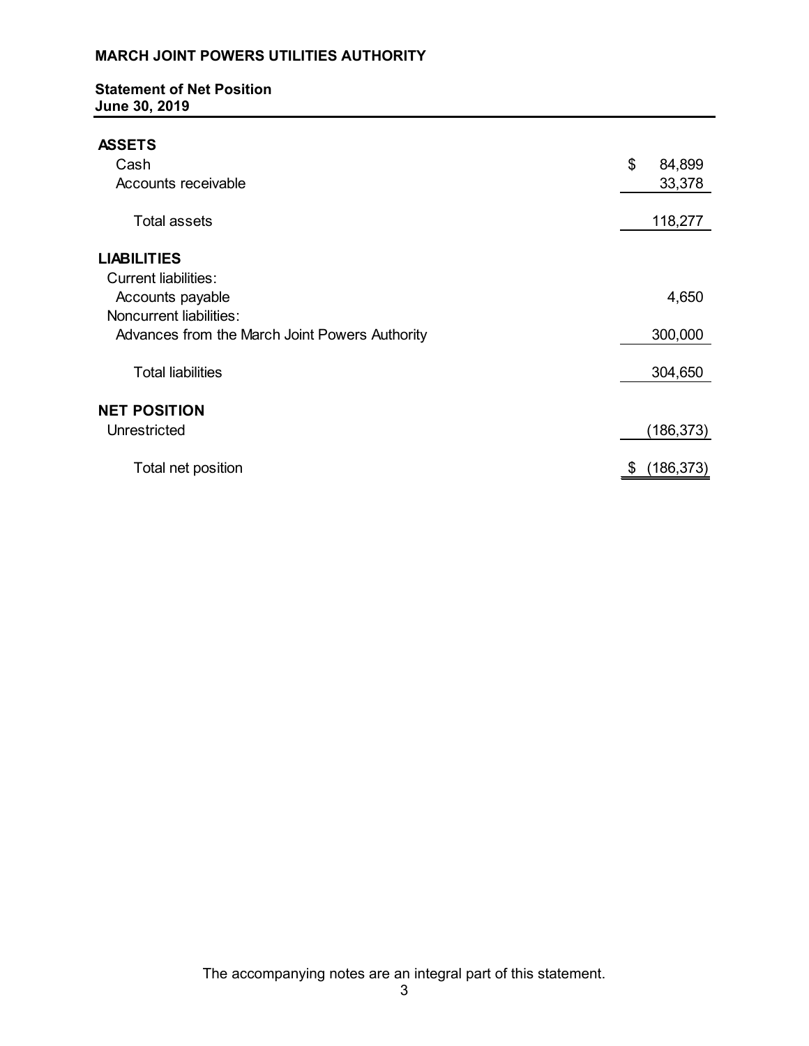**MARCH JOINT POWERS UTILITIES AUTHORITY**

**Statement of Net Position**
**June 30, 2019**

| | |
|---|---|
| **ASSETS** | |
| Cash | $ 84,899 |
| Accounts receivable | 33,378 |
| Total assets | 118,277 |
| **LIABILITIES** | |
| Current liabilities: | |
| Accounts payable | 4,650 |
| Noncurrent liabilities: | |
| Advances from the March Joint Powers Authority | 300,000 |
| Total liabilities | 304,650 |
| **NET POSITION** | |
| Unrestricted | (186,373) |
| Total net position | $ (186,373) |

The accompanying notes are an integral part of this statement.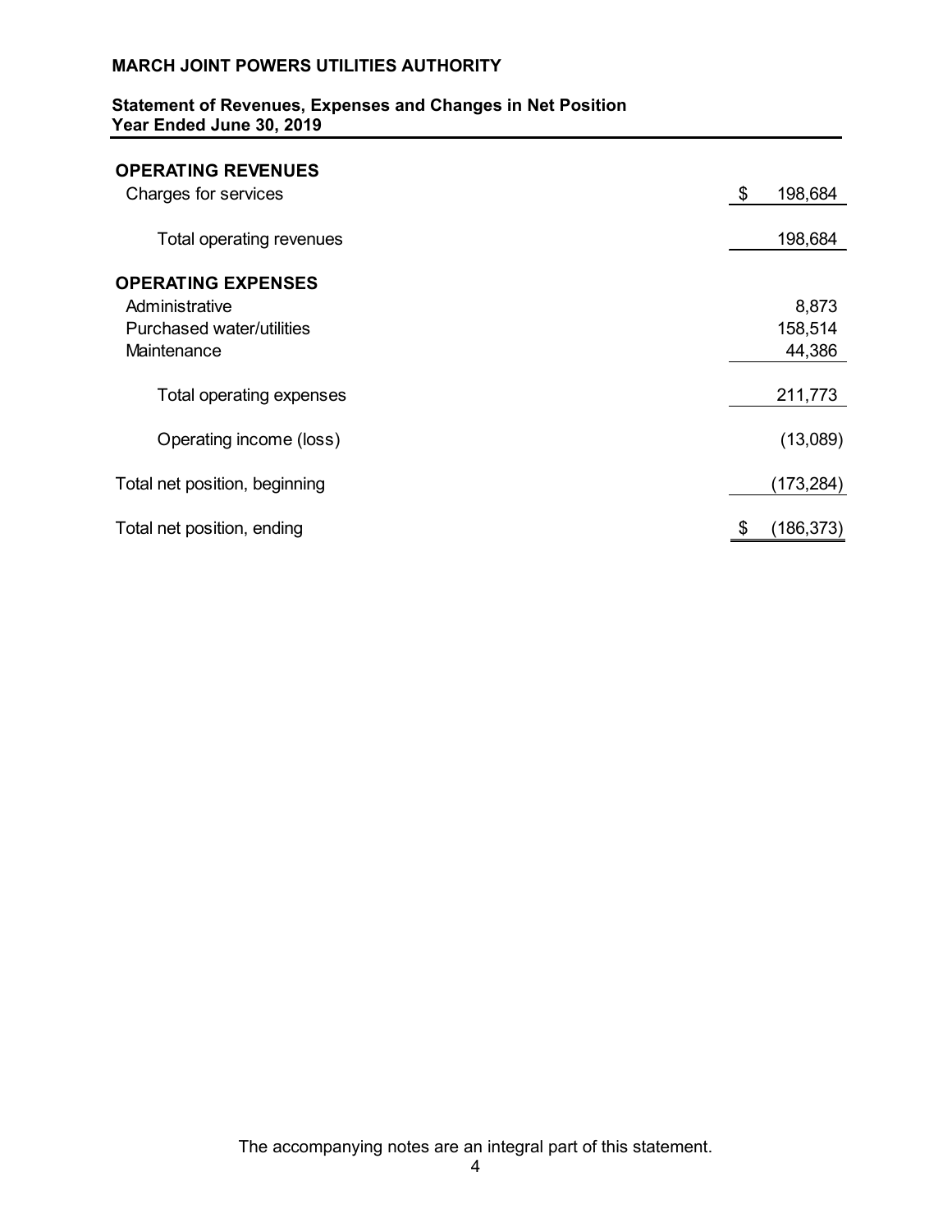**MARCH JOINT POWERS UTILITIES AUTHORITY**

**Statement of Revenues, Expenses and Changes in Net Position**
**Year Ended June 30, 2019**

| | |
|---|---|
| **OPERATING REVENUES** | |
| Charges for services | $ 198,684 |
| Total operating revenues | 198,684 |
| **OPERATING EXPENSES** | |
| Administrative | 8,873 |
| Purchased water/utilities | 158,514 |
| Maintenance | 44,386 |
| Total operating expenses | 211,773 |
| Operating income (loss) | (13,089) |
| Total net position, beginning | (173,284) |
| Total net position, ending | $ (186,373) |

The accompanying notes are an integral part of this statement.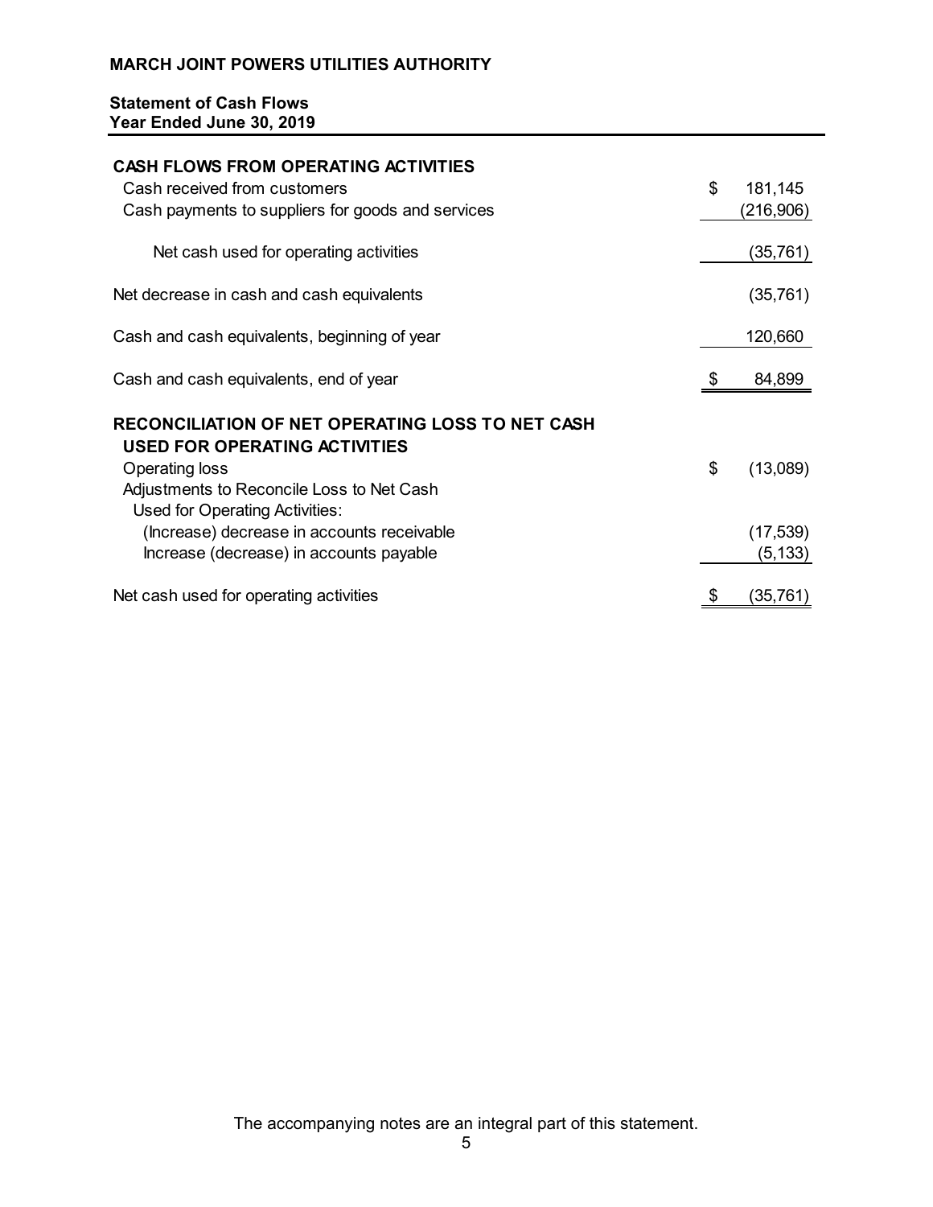**MARCH JOINT POWERS UTILITIES AUTHORITY**

**Statement of Cash Flows**
**Year Ended June 30, 2019**

| | |
|---|---|
| **CASH FLOWS FROM OPERATING ACTIVITIES** | |
| Cash received from customers | $ 181,145 |
| Cash payments to suppliers for goods and services | (216,906) |
| Net cash used for operating activities | (35,761) |
| Net decrease in cash and cash equivalents | (35,761) |
| Cash and cash equivalents, beginning of year | 120,660 |
| Cash and cash equivalents, end of year | $ 84,899 |
| **RECONCILIATION OF NET OPERATING LOSS TO NET CASH USED FOR OPERATING ACTIVITIES** | |
| Operating loss | $ (13,089) |
| Adjustments to Reconcile Loss to Net Cash Used for Operating Activities: | |
| (Increase) decrease in accounts receivable | (17,539) |
| Increase (decrease) in accounts payable | (5,133) |
| Net cash used for operating activities | $ (35,761) |

The accompanying notes are an integral part of this statement.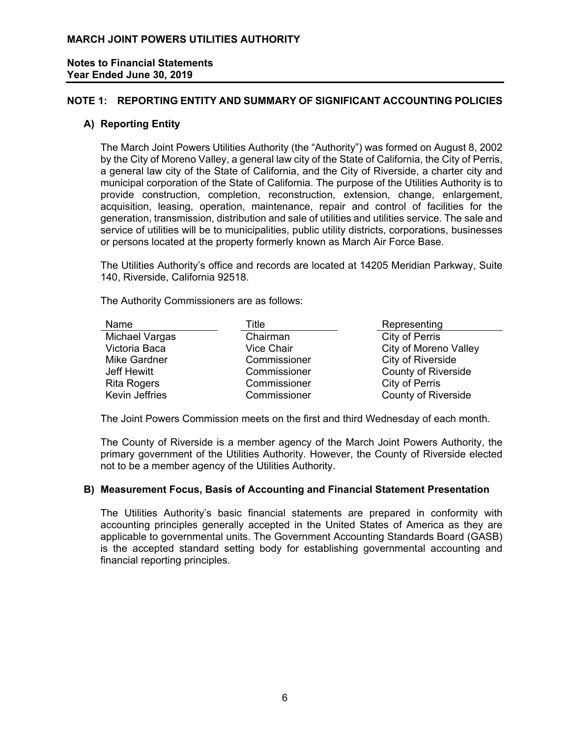# MARCH JOINT POWERS UTILITIES AUTHORITY

**Notes to Financial Statements**
**Year Ended June 30, 2019**

## NOTE 1: REPORTING ENTITY AND SUMMARY OF SIGNIFICANT ACCOUNTING POLICIES

### A) Reporting Entity

The March Joint Powers Utilities Authority (the "Authority") was formed on August 8, 2002 by the City of Moreno Valley, a general law city of the State of California, the City of Perris, a general law city of the State of California, and the City of Riverside, a charter city and municipal corporation of the State of California. The purpose of the Utilities Authority is to provide construction, completion, reconstruction, extension, change, enlargement, acquisition, leasing, operation, maintenance, repair and control of facilities for the generation, transmission, distribution and sale of utilities and utilities service. The sale and service of utilities will be to municipalities, public utility districts, corporations, businesses or persons located at the property formerly known as March Air Force Base.

The Utilities Authority's office and records are located at 14205 Meridian Parkway, Suite 140, Riverside, California 92518.

The Authority Commissioners are as follows:

| Name | Title | Representing |
|---|---|---|
| Michael Vargas | Chairman | City of Perris |
| Victoria Baca | Vice Chair | City of Moreno Valley |
| Mike Gardner | Commissioner | City of Riverside |
| Jeff Hewitt | Commissioner | County of Riverside |
| Rita Rogers | Commissioner | City of Perris |
| Kevin Jeffries | Commissioner | County of Riverside |

The Joint Powers Commission meets on the first and third Wednesday of each month.

The County of Riverside is a member agency of the March Joint Powers Authority, the primary government of the Utilities Authority. However, the County of Riverside elected not to be a member agency of the Utilities Authority.

### B) Measurement Focus, Basis of Accounting and Financial Statement Presentation

The Utilities Authority's basic financial statements are prepared in conformity with accounting principles generally accepted in the United States of America as they are applicable to governmental units. The Government Accounting Standards Board (GASB) is the accepted standard setting body for establishing governmental accounting and financial reporting principles.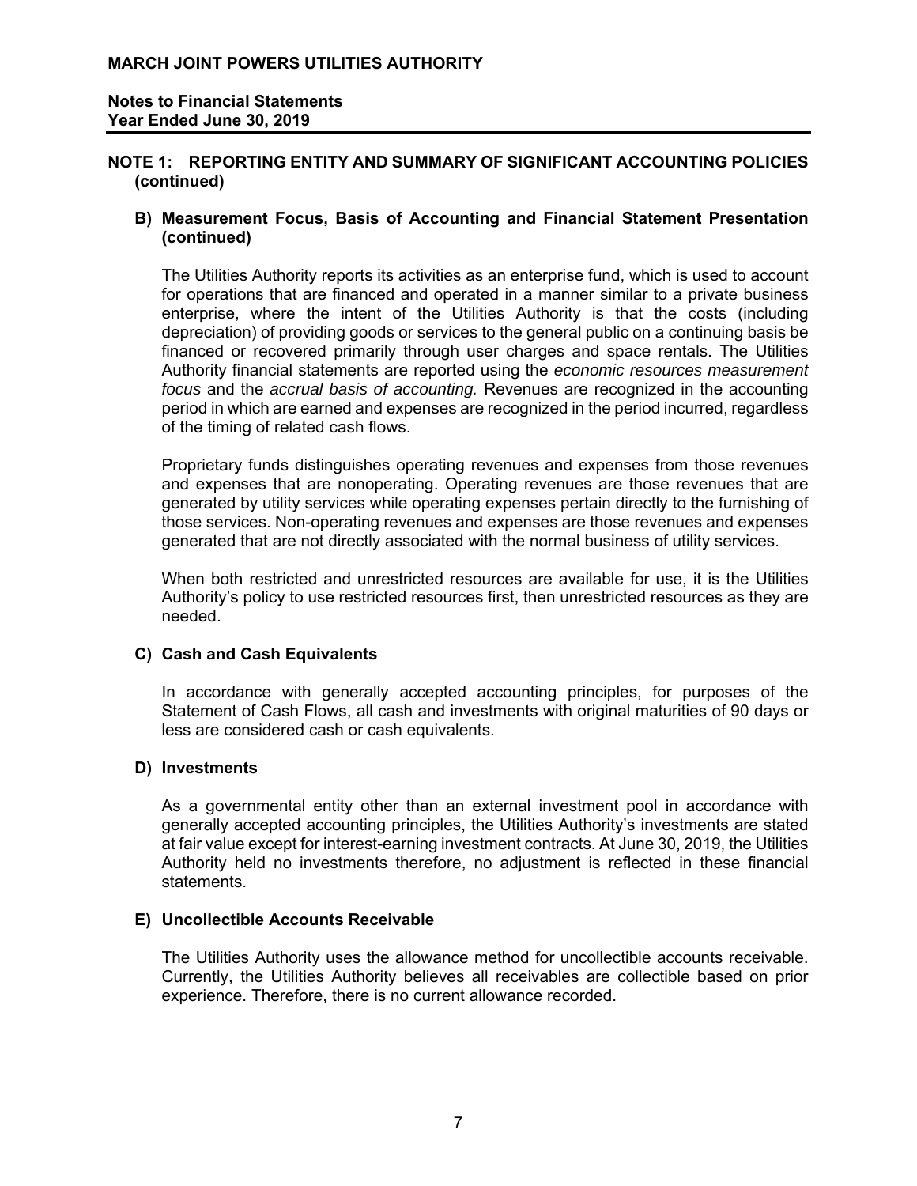## NOTE 1: REPORTING ENTITY AND SUMMARY OF SIGNIFICANT ACCOUNTING POLICIES (continued)

### B) Measurement Focus, Basis of Accounting and Financial Statement Presentation (continued)

The Utilities Authority reports its activities as an enterprise fund, which is used to account for operations that are financed and operated in a manner similar to a private business enterprise, where the intent of the Utilities Authority is that the costs (including depreciation) of providing goods or services to the general public on a continuing basis be financed or recovered primarily through user charges and space rentals. The Utilities Authority financial statements are reported using the *economic resources measurement focus* and the *accrual basis of accounting.* Revenues are recognized in the accounting period in which are earned and expenses are recognized in the period incurred, regardless of the timing of related cash flows.

Proprietary funds distinguishes operating revenues and expenses from those revenues and expenses that are nonoperating. Operating revenues are those revenues that are generated by utility services while operating expenses pertain directly to the furnishing of those services. Non-operating revenues and expenses are those revenues and expenses generated that are not directly associated with the normal business of utility services.

When both restricted and unrestricted resources are available for use, it is the Utilities Authority's policy to use restricted resources first, then unrestricted resources as they are needed.

### C) Cash and Cash Equivalents

In accordance with generally accepted accounting principles, for purposes of the Statement of Cash Flows, all cash and investments with original maturities of 90 days or less are considered cash or cash equivalents.

### D) Investments

As a governmental entity other than an external investment pool in accordance with generally accepted accounting principles, the Utilities Authority's investments are stated at fair value except for interest-earning investment contracts. At June 30, 2019, the Utilities Authority held no investments therefore, no adjustment is reflected in these financial statements.

### E) Uncollectible Accounts Receivable

The Utilities Authority uses the allowance method for uncollectible accounts receivable. Currently, the Utilities Authority believes all receivables are collectible based on prior experience. Therefore, there is no current allowance recorded.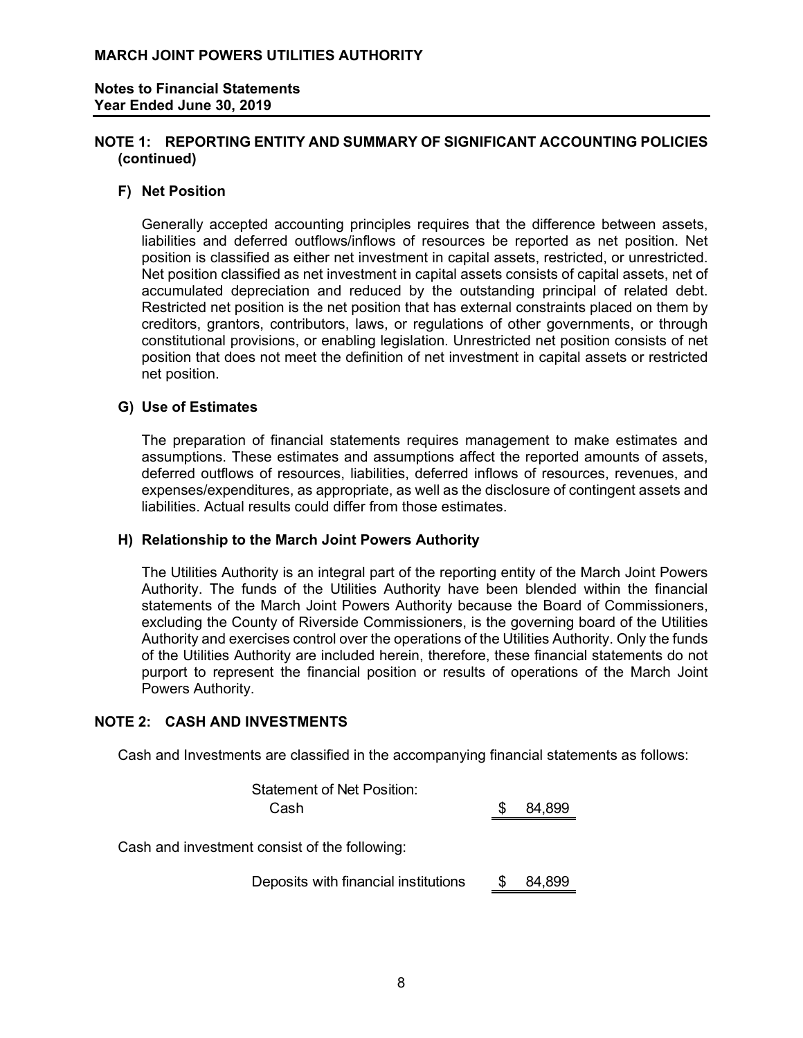# MARCH JOINT POWERS UTILITIES AUTHORITY

**Notes to Financial Statements**
**Year Ended June 30, 2019**

## NOTE 1: REPORTING ENTITY AND SUMMARY OF SIGNIFICANT ACCOUNTING POLICIES (continued)

### F) Net Position

Generally accepted accounting principles requires that the difference between assets, liabilities and deferred outflows/inflows of resources be reported as net position. Net position is classified as either net investment in capital assets, restricted, or unrestricted. Net position classified as net investment in capital assets consists of capital assets, net of accumulated depreciation and reduced by the outstanding principal of related debt. Restricted net position is the net position that has external constraints placed on them by creditors, grantors, contributors, laws, or regulations of other governments, or through constitutional provisions, or enabling legislation. Unrestricted net position consists of net position that does not meet the definition of net investment in capital assets or restricted net position.

### G) Use of Estimates

The preparation of financial statements requires management to make estimates and assumptions. These estimates and assumptions affect the reported amounts of assets, deferred outflows of resources, liabilities, deferred inflows of resources, revenues, and expenses/expenditures, as appropriate, as well as the disclosure of contingent assets and liabilities. Actual results could differ from those estimates.

### H) Relationship to the March Joint Powers Authority

The Utilities Authority is an integral part of the reporting entity of the March Joint Powers Authority. The funds of the Utilities Authority have been blended within the financial statements of the March Joint Powers Authority because the Board of Commissioners, excluding the County of Riverside Commissioners, is the governing board of the Utilities Authority and exercises control over the operations of the Utilities Authority. Only the funds of the Utilities Authority are included herein, therefore, these financial statements do not purport to represent the financial position or results of operations of the March Joint Powers Authority.

## NOTE 2: CASH AND INVESTMENTS

Cash and Investments are classified in the accompanying financial statements as follows:

| | |
|---|---|
| Statement of Net Position: | |
| Cash | $ 84,899 |

Cash and investment consist of the following:

| | |
|---|---|
| Deposits with financial institutions | $ 84,899 |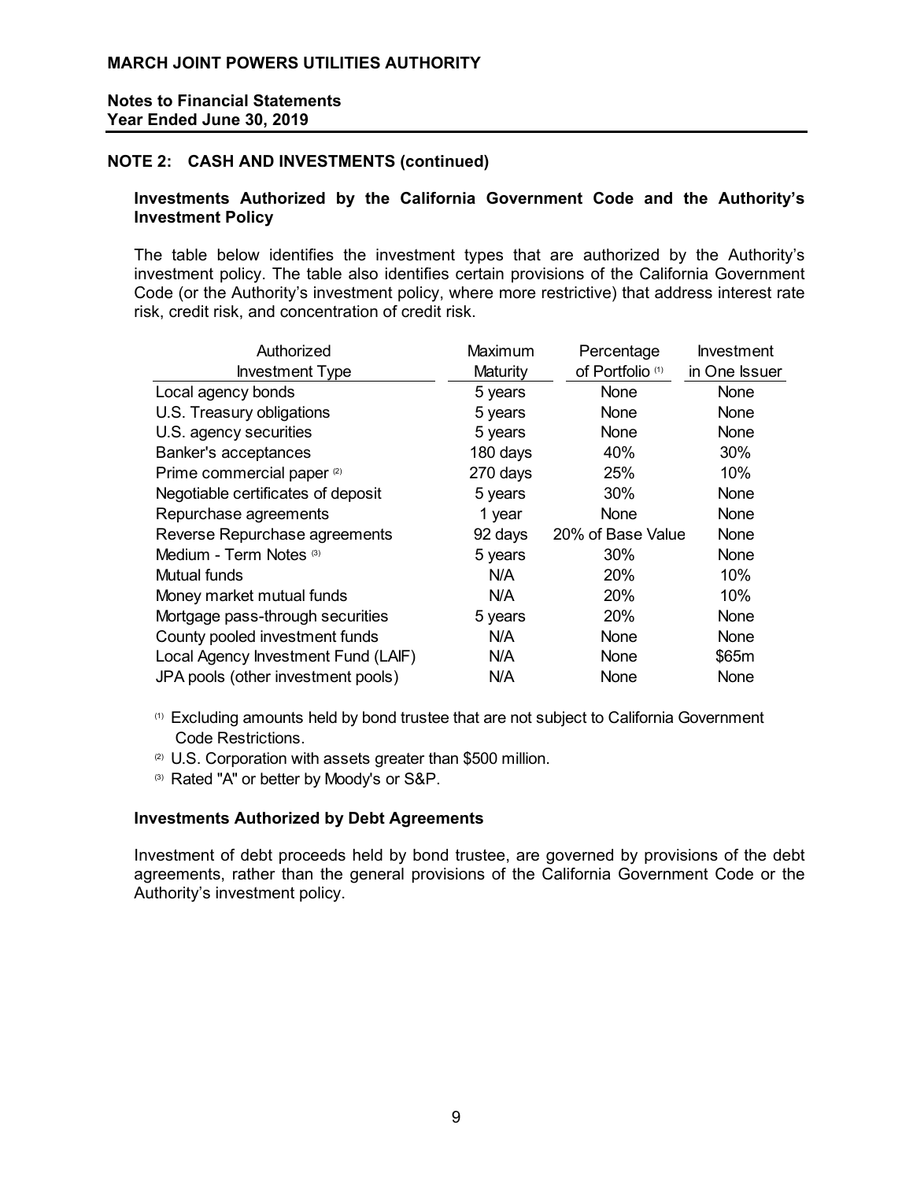# MARCH JOINT POWERS UTILITIES AUTHORITY

**Notes to Financial Statements**
**Year Ended June 30, 2019**

## NOTE 2: CASH AND INVESTMENTS (continued)

### Investments Authorized by the California Government Code and the Authority's Investment Policy

The table below identifies the investment types that are authorized by the Authority's investment policy. The table also identifies certain provisions of the California Government Code (or the Authority's investment policy, where more restrictive) that address interest rate risk, credit risk, and concentration of credit risk.

| Authorized Investment Type | Maximum Maturity | Percentage of Portfolio [(1)] | Investment in One Issuer |
|---|---|---|---|
| Local agency bonds | 5 years | None | None |
| U.S. Treasury obligations | 5 years | None | None |
| U.S. agency securities | 5 years | None | None |
| Banker's acceptances | 180 days | 40% | 30% |
| Prime commercial paper [(2)] | 270 days | 25% | 10% |
| Negotiable certificates of deposit | 5 years | 30% | None |
| Repurchase agreements | 1 year | None | None |
| Reverse Repurchase agreements | 92 days | 20% of Base Value | None |
| Medium - Term Notes [(3)] | 5 years | 30% | None |
| Mutual funds | N/A | 20% | 10% |
| Money market mutual funds | N/A | 20% | 10% |
| Mortgage pass-through securities | 5 years | 20% | None |
| County pooled investment funds | N/A | None | None |
| Local Agency Investment Fund (LAIF) | N/A | None | $65m |
| JPA pools (other investment pools) | N/A | None | None |

[(1)] Excluding amounts held by bond trustee that are not subject to California Government Code Restrictions.

[(2)] U.S. Corporation with assets greater than $500 million.

[(3)] Rated "A" or better by Moody's or S&P.

### Investments Authorized by Debt Agreements

Investment of debt proceeds held by bond trustee, are governed by provisions of the debt agreements, rather than the general provisions of the California Government Code or the Authority's investment policy.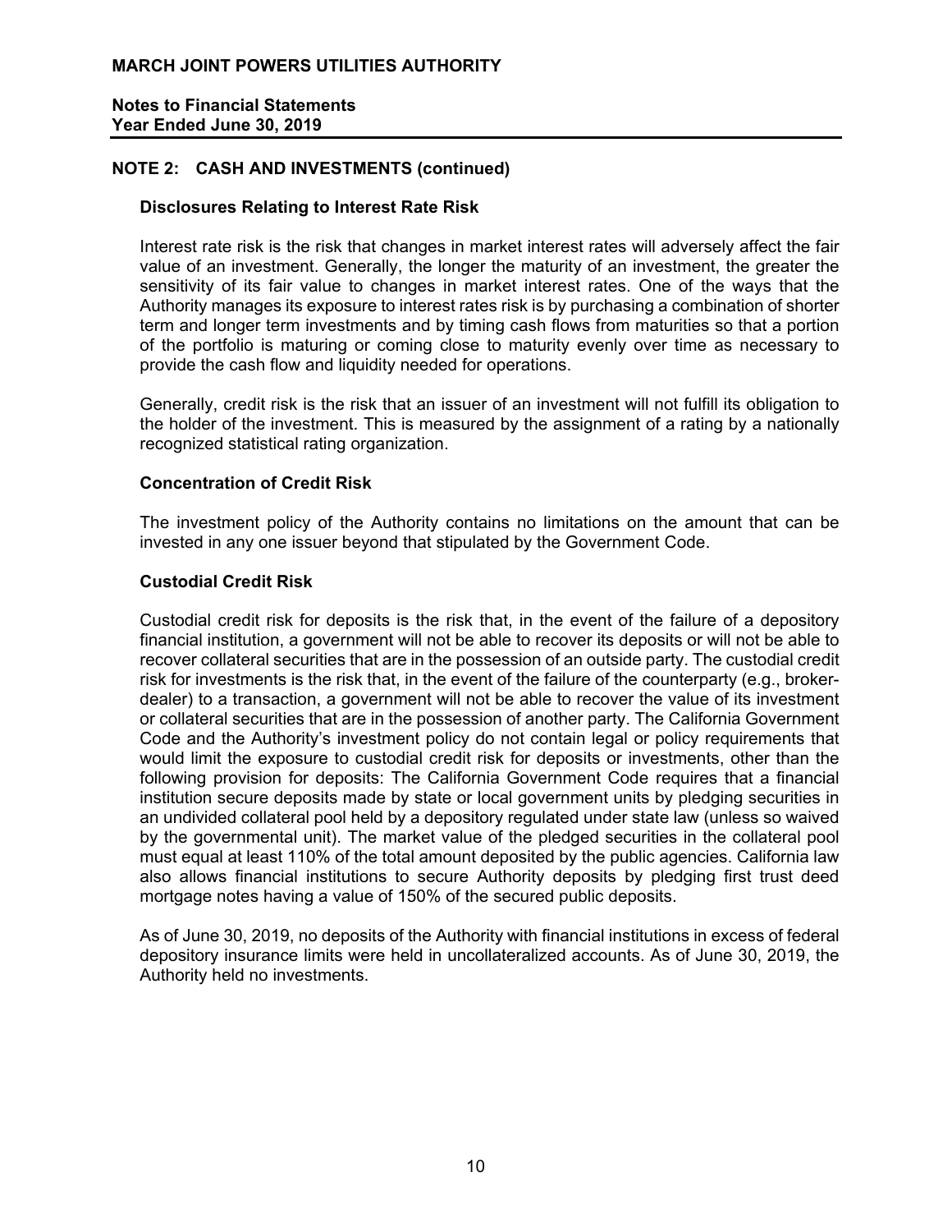## NOTE 2: CASH AND INVESTMENTS (continued)

### Disclosures Relating to Interest Rate Risk

Interest rate risk is the risk that changes in market interest rates will adversely affect the fair value of an investment. Generally, the longer the maturity of an investment, the greater the sensitivity of its fair value to changes in market interest rates. One of the ways that the Authority manages its exposure to interest rates risk is by purchasing a combination of shorter term and longer term investments and by timing cash flows from maturities so that a portion of the portfolio is maturing or coming close to maturity evenly over time as necessary to provide the cash flow and liquidity needed for operations.

Generally, credit risk is the risk that an issuer of an investment will not fulfill its obligation to the holder of the investment. This is measured by the assignment of a rating by a nationally recognized statistical rating organization.

### Concentration of Credit Risk

The investment policy of the Authority contains no limitations on the amount that can be invested in any one issuer beyond that stipulated by the Government Code.

### Custodial Credit Risk

Custodial credit risk for deposits is the risk that, in the event of the failure of a depository financial institution, a government will not be able to recover its deposits or will not be able to recover collateral securities that are in the possession of an outside party. The custodial credit risk for investments is the risk that, in the event of the failure of the counterparty (e.g., broker-dealer) to a transaction, a government will not be able to recover the value of its investment or collateral securities that are in the possession of another party. The California Government Code and the Authority's investment policy do not contain legal or policy requirements that would limit the exposure to custodial credit risk for deposits or investments, other than the following provision for deposits: The California Government Code requires that a financial institution secure deposits made by state or local government units by pledging securities in an undivided collateral pool held by a depository regulated under state law (unless so waived by the governmental unit). The market value of the pledged securities in the collateral pool must equal at least 110% of the total amount deposited by the public agencies. California law also allows financial institutions to secure Authority deposits by pledging first trust deed mortgage notes having a value of 150% of the secured public deposits.

As of June 30, 2019, no deposits of the Authority with financial institutions in excess of federal depository insurance limits were held in uncollateralized accounts. As of June 30, 2019, the Authority held no investments.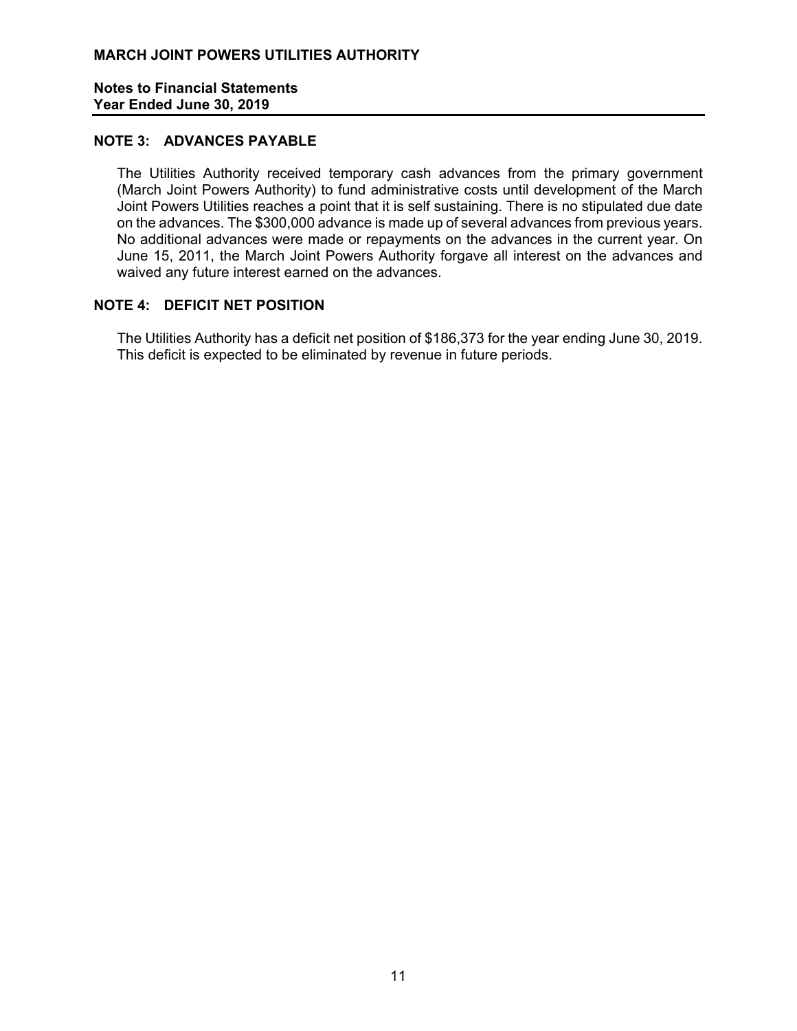## NOTE 3: ADVANCES PAYABLE

The Utilities Authority received temporary cash advances from the primary government (March Joint Powers Authority) to fund administrative costs until development of the March Joint Powers Utilities reaches a point that it is self sustaining. There is no stipulated due date on the advances. The $300,000 advance is made up of several advances from previous years. No additional advances were made or repayments on the advances in the current year. On June 15, 2011, the March Joint Powers Authority forgave all interest on the advances and waived any future interest earned on the advances.

## NOTE 4: DEFICIT NET POSITION

The Utilities Authority has a deficit net position of $186,373 for the year ending June 30, 2019. This deficit is expected to be eliminated by revenue in future periods.